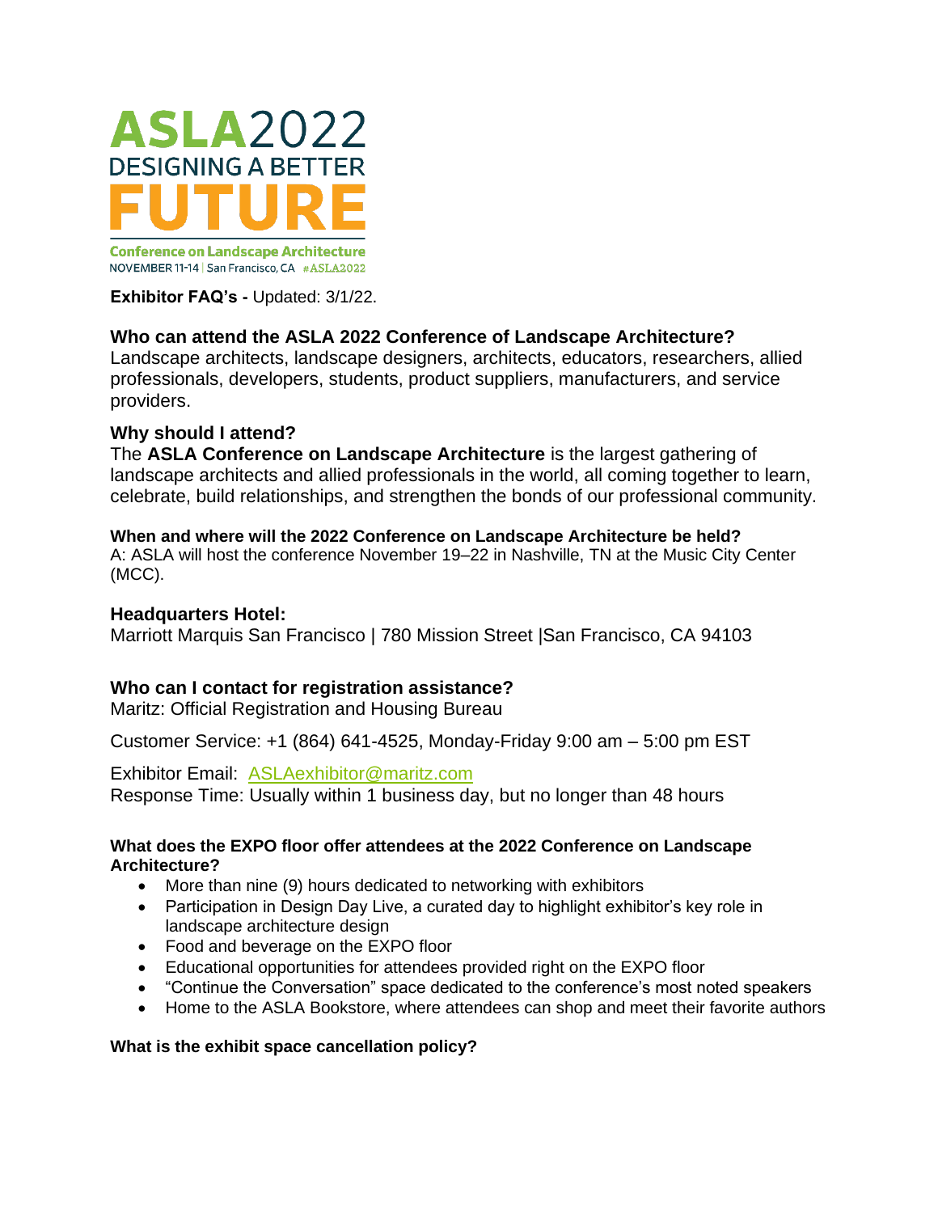# ASLA 2022

## DESIGNING A BETTER FUTURE

Conference on Landscape Architecture
NOVEMBER 11-14 | San Francisco, CA #ASLA2022

**Exhibitor FAQ's -** Updated: 3/1/22.

### Who can attend the ASLA 2022 Conference of Landscape Architecture?

Landscape architects, landscape designers, architects, educators, researchers, allied professionals, developers, students, product suppliers, manufacturers, and service providers.

### Why should I attend?

The **ASLA Conference on Landscape Architecture** is the largest gathering of landscape architects and allied professionals in the world, all coming together to learn, celebrate, build relationships, and strengthen the bonds of our professional community.

#### When and where will the 2022 Conference on Landscape Architecture be held?

A: ASLA will host the conference November 19–22 in Nashville, TN at the Music City Center (MCC).

### Headquarters Hotel:

Marriott Marquis San Francisco | 780 Mission Street |San Francisco, CA 94103

### Who can I contact for registration assistance?

Maritz: Official Registration and Housing Bureau

Customer Service: +1 (864) 641-4525, Monday-Friday 9:00 am – 5:00 pm EST

Exhibitor Email: ASLAexhibitor@maritz.com
Response Time: Usually within 1 business day, but no longer than 48 hours

#### What does the EXPO floor offer attendees at the 2022 Conference on Landscape Architecture?

- More than nine (9) hours dedicated to networking with exhibitors
- Participation in Design Day Live, a curated day to highlight exhibitor's key role in landscape architecture design
- Food and beverage on the EXPO floor
- Educational opportunities for attendees provided right on the EXPO floor
- "Continue the Conversation" space dedicated to the conference's most noted speakers
- Home to the ASLA Bookstore, where attendees can shop and meet their favorite authors

#### What is the exhibit space cancellation policy?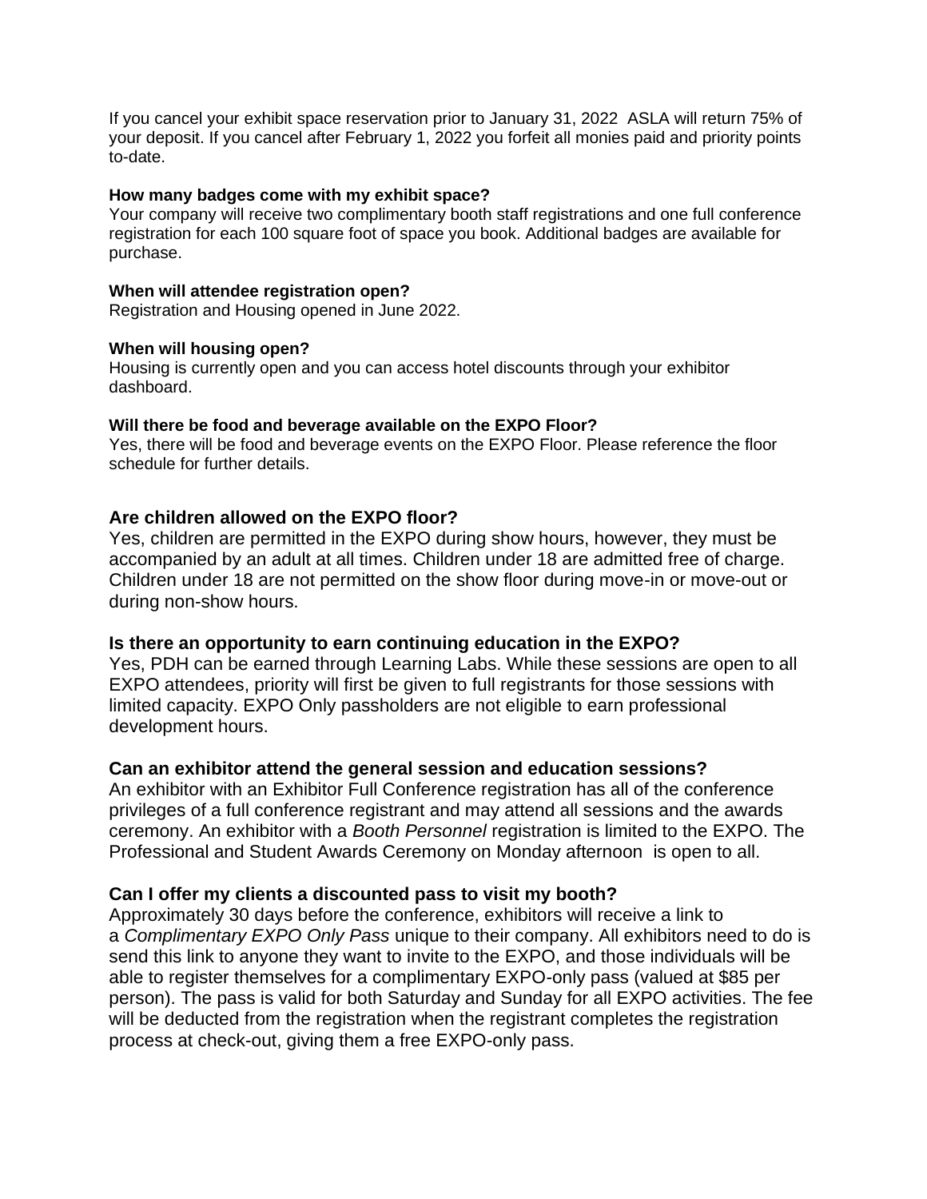If you cancel your exhibit space reservation prior to January 31, 2022  ASLA will return 75% of your deposit. If you cancel after February 1, 2022 you forfeit all monies paid and priority points to-date.

**How many badges come with my exhibit space?**
Your company will receive two complimentary booth staff registrations and one full conference registration for each 100 square foot of space you book. Additional badges are available for purchase.

**When will attendee registration open?**
Registration and Housing opened in June 2022.

**When will housing open?**
Housing is currently open and you can access hotel discounts through your exhibitor dashboard.

**Will there be food and beverage available on the EXPO Floor?**
Yes, there will be food and beverage events on the EXPO Floor. Please reference the floor schedule for further details.

### Are children allowed on the EXPO floor?

Yes, children are permitted in the EXPO during show hours, however, they must be accompanied by an adult at all times. Children under 18 are admitted free of charge. Children under 18 are not permitted on the show floor during move-in or move-out or during non-show hours.

### Is there an opportunity to earn continuing education in the EXPO?

Yes, PDH can be earned through Learning Labs. While these sessions are open to all EXPO attendees, priority will first be given to full registrants for those sessions with limited capacity. EXPO Only passholders are not eligible to earn professional development hours.

### Can an exhibitor attend the general session and education sessions?

An exhibitor with an Exhibitor Full Conference registration has all of the conference privileges of a full conference registrant and may attend all sessions and the awards ceremony. An exhibitor with a *Booth Personnel* registration is limited to the EXPO. The Professional and Student Awards Ceremony on Monday afternoon  is open to all.

### Can I offer my clients a discounted pass to visit my booth?

Approximately 30 days before the conference, exhibitors will receive a link to a *Complimentary EXPO Only Pass* unique to their company. All exhibitors need to do is send this link to anyone they want to invite to the EXPO, and those individuals will be able to register themselves for a complimentary EXPO-only pass (valued at $85 per person). The pass is valid for both Saturday and Sunday for all EXPO activities. The fee will be deducted from the registration when the registrant completes the registration process at check-out, giving them a free EXPO-only pass.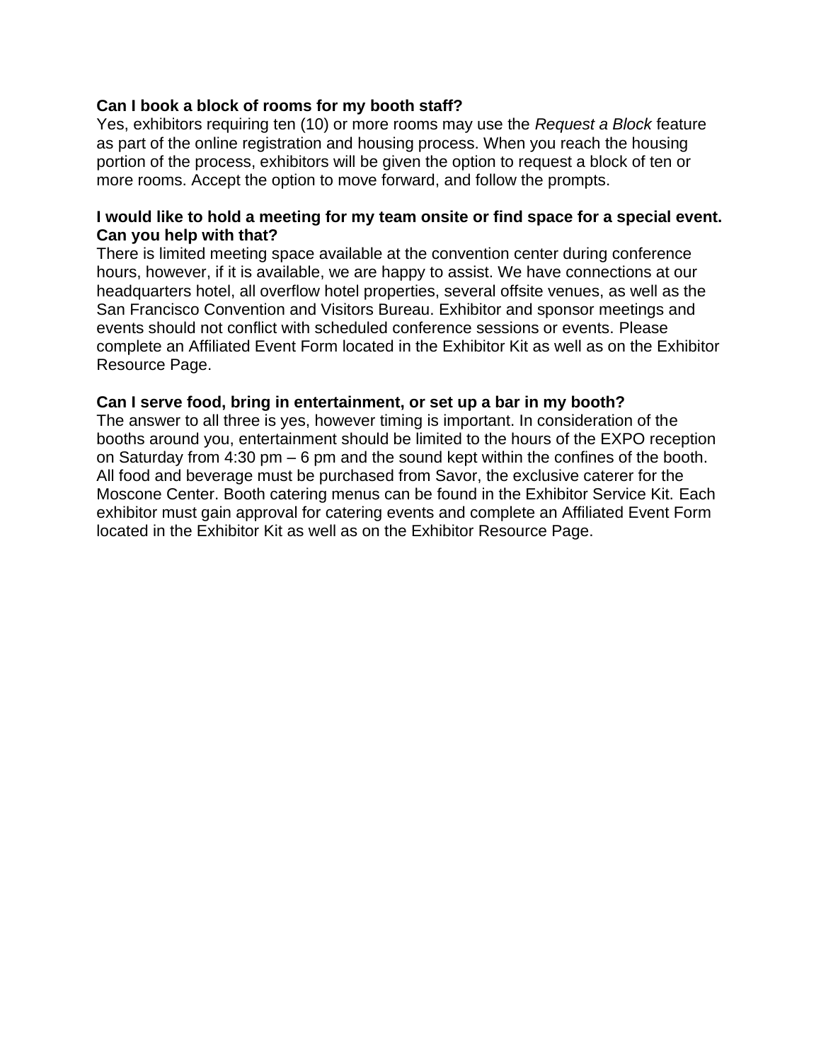**Can I book a block of rooms for my booth staff?**

Yes, exhibitors requiring ten (10) or more rooms may use the *Request a Block* feature as part of the online registration and housing process. When you reach the housing portion of the process, exhibitors will be given the option to request a block of ten or more rooms. Accept the option to move forward, and follow the prompts.

**I would like to hold a meeting for my team onsite or find space for a special event. Can you help with that?**

There is limited meeting space available at the convention center during conference hours, however, if it is available, we are happy to assist. We have connections at our headquarters hotel, all overflow hotel properties, several offsite venues, as well as the San Francisco Convention and Visitors Bureau. Exhibitor and sponsor meetings and events should not conflict with scheduled conference sessions or events. Please complete an Affiliated Event Form located in the Exhibitor Kit as well as on the Exhibitor Resource Page.

**Can I serve food, bring in entertainment, or set up a bar in my booth?**

The answer to all three is yes, however timing is important. In consideration of the booths around you, entertainment should be limited to the hours of the EXPO reception on Saturday from 4:30 pm – 6 pm and the sound kept within the confines of the booth. All food and beverage must be purchased from Savor, the exclusive caterer for the Moscone Center. Booth catering menus can be found in the Exhibitor Service Kit. Each exhibitor must gain approval for catering events and complete an Affiliated Event Form located in the Exhibitor Kit as well as on the Exhibitor Resource Page.